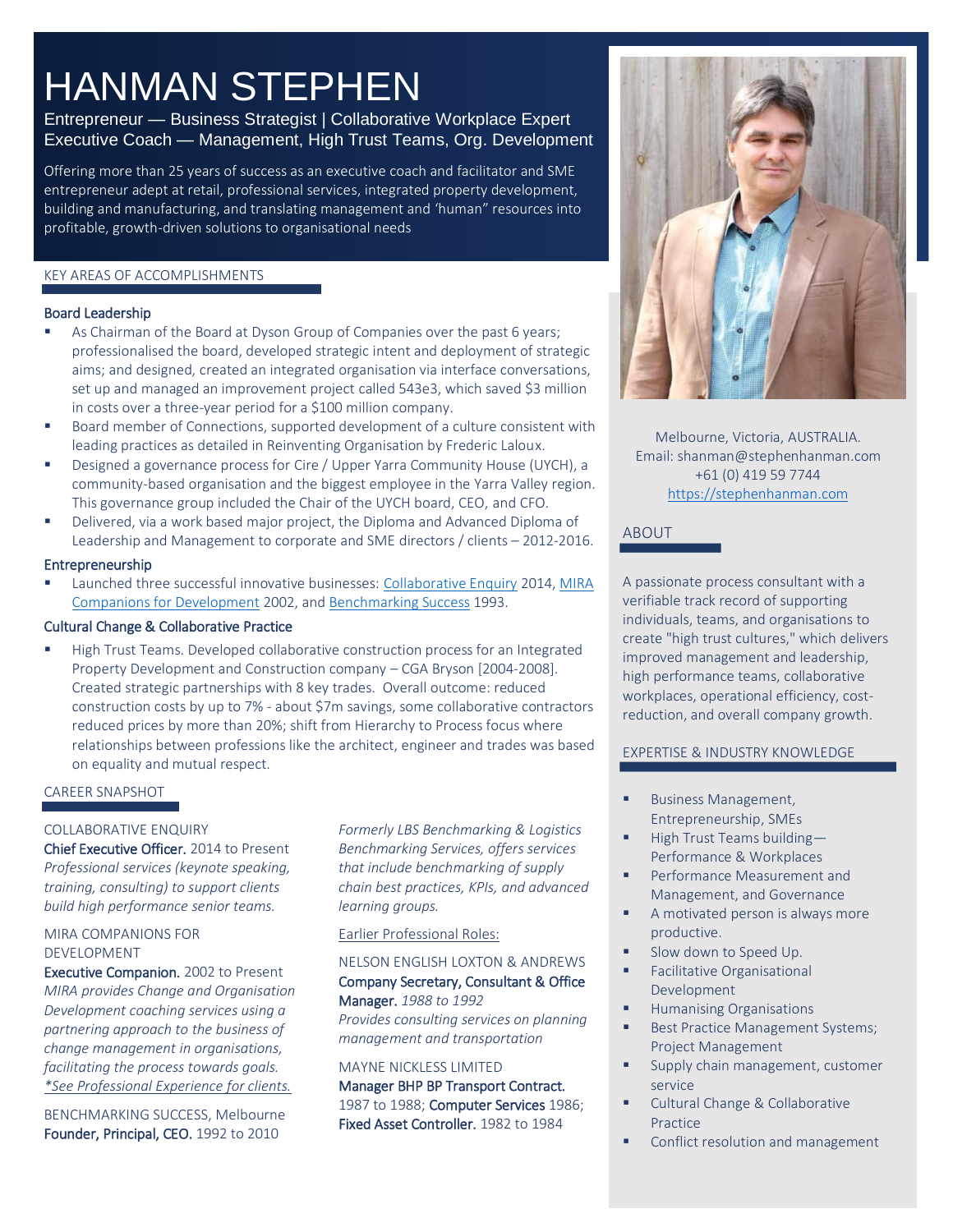# HANMAN STEPHEN

Entrepreneur — Business Strategist | Collaborative Workplace Expert
Executive Coach — Management, High Trust Teams, Org. Development

Offering more than 25 years of success as an executive coach and facilitator and SME entrepreneur adept at retail, professional services, integrated property development, building and manufacturing, and translating management and 'human" resources into profitable, growth-driven solutions to organisational needs

Melbourne, Victoria, AUSTRALIA.
Email: shanman@stephenhanman.com
+61 (0) 419 59 7744
https://stephenhanman.com

## ABOUT

A passionate process consultant with a verifiable track record of supporting individuals, teams, and organisations to create "high trust cultures," which delivers improved management and leadership, high performance teams, collaborative workplaces, operational efficiency, cost-reduction, and overall company growth.

## EXPERTISE & INDUSTRY KNOWLEDGE

- Business Management, Entrepreneurship, SMEs
- High Trust Teams building—Performance & Workplaces
- Performance Measurement and Management, and Governance
- A motivated person is always more productive.
- Slow down to Speed Up.
- Facilitative Organisational Development
- Humanising Organisations
- Best Practice Management Systems; Project Management
- Supply chain management, customer service
- Cultural Change & Collaborative Practice
- Conflict resolution and management

## KEY AREAS OF ACCOMPLISHMENTS

### Board Leadership

- As Chairman of the Board at Dyson Group of Companies over the past 6 years; professionalised the board, developed strategic intent and deployment of strategic aims; and designed, created an integrated organisation via interface conversations, set up and managed an improvement project called 543e3, which saved $3 million in costs over a three-year period for a $100 million company.
- Board member of Connections, supported development of a culture consistent with leading practices as detailed in Reinventing Organisation by Frederic Laloux.
- Designed a governance process for Cire / Upper Yarra Community House (UYCH), a community-based organisation and the biggest employee in the Yarra Valley region. This governance group included the Chair of the UYCH board, CEO, and CFO.
- Delivered, via a work based major project, the Diploma and Advanced Diploma of Leadership and Management to corporate and SME directors / clients – 2012-2016.

### Entrepreneurship

- Launched three successful innovative businesses: Collaborative Enquiry 2014, MIRA Companions for Development 2002, and Benchmarking Success 1993.

### Cultural Change & Collaborative Practice

- High Trust Teams. Developed collaborative construction process for an Integrated Property Development and Construction company – CGA Bryson [2004-2008]. Created strategic partnerships with 8 key trades. Overall outcome: reduced construction costs by up to 7% - about $7m savings, some collaborative contractors reduced prices by more than 20%; shift from Hierarchy to Process focus where relationships between professions like the architect, engineer and trades was based on equality and mutual respect.

## CAREER SNAPSHOT

COLLABORATIVE ENQUIRY
**Chief Executive Officer.** 2014 to Present
*Professional services (keynote speaking, training, consulting) to support clients build high performance senior teams.*

MIRA COMPANIONS FOR DEVELOPMENT
**Executive Companion.** 2002 to Present
*MIRA provides Change and Organisation Development coaching services using a partnering approach to the business of change management in organisations, facilitating the process towards goals.*
*\*See Professional Experience for clients.*

BENCHMARKING SUCCESS, Melbourne
**Founder, Principal, CEO.** 1992 to 2010
*Formerly LBS Benchmarking & Logistics Benchmarking Services, offers services that include benchmarking of supply chain best practices, KPIs, and advanced learning groups.*

Earlier Professional Roles:

NELSON ENGLISH LOXTON & ANDREWS
**Company Secretary, Consultant & Office Manager.** *1988 to 1992*
*Provides consulting services on planning management and transportation*

MAYNE NICKLESS LIMITED
**Manager BHP BP Transport Contract.** 1987 to 1988; **Computer Services** 1986; **Fixed Asset Controller.** 1982 to 1984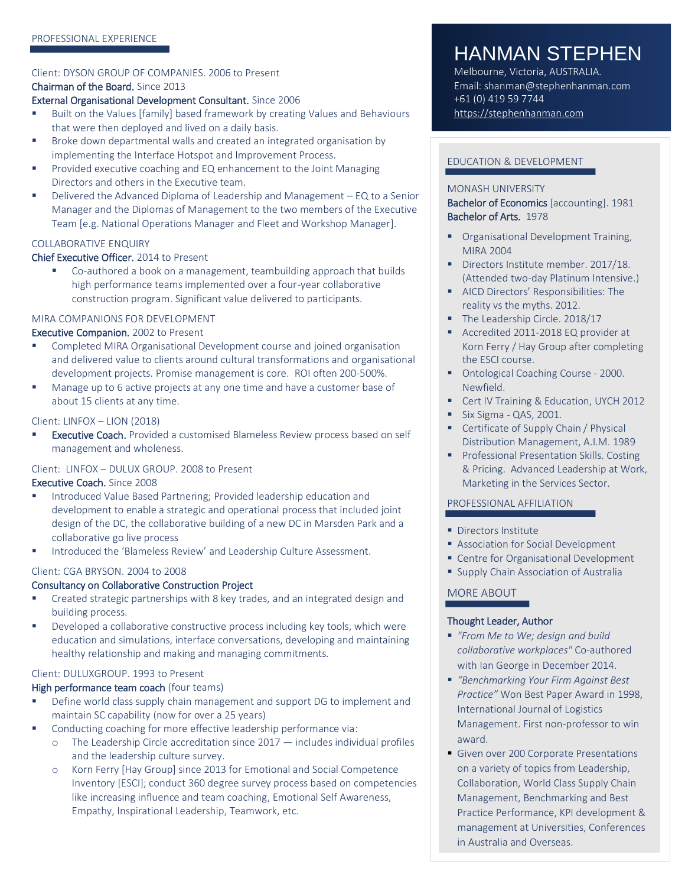# HANMAN STEPHEN

Melbourne, Victoria, AUSTRALIA.
Email: shanman@stephenhanman.com
+61 (0) 419 59 7744
https://stephenhanman.com

## PROFESSIONAL EXPERIENCE

Client: DYSON GROUP OF COMPANIES. 2006 to Present
**Chairman of the Board.** Since 2013
**External Organisational Development Consultant.** Since 2006

- Built on the Values [family] based framework by creating Values and Behaviours that were then deployed and lived on a daily basis.
- Broke down departmental walls and created an integrated organisation by implementing the Interface Hotspot and Improvement Process.
- Provided executive coaching and EQ enhancement to the Joint Managing Directors and others in the Executive team.
- Delivered the Advanced Diploma of Leadership and Management – EQ to a Senior Manager and the Diplomas of Management to the two members of the Executive Team [e.g. National Operations Manager and Fleet and Workshop Manager].

COLLABORATIVE ENQUIRY
**Chief Executive Officer.** 2014 to Present

- Co-authored a book on a management, teambuilding approach that builds high performance teams implemented over a four-year collaborative construction program. Significant value delivered to participants.

MIRA COMPANIONS FOR DEVELOPMENT
**Executive Companion.** 2002 to Present

- Completed MIRA Organisational Development course and joined organisation and delivered value to clients around cultural transformations and organisational development projects. Promise management is core. ROI often 200-500%.
- Manage up to 6 active projects at any one time and have a customer base of about 15 clients at any time.

Client: LINFOX – LION (2018)

- **Executive Coach.** Provided a customised Blameless Review process based on self management and wholeness.

Client: LINFOX – DULUX GROUP. 2008 to Present
**Executive Coach.** Since 2008

- Introduced Value Based Partnering; Provided leadership education and development to enable a strategic and operational process that included joint design of the DC, the collaborative building of a new DC in Marsden Park and a collaborative go live process
- Introduced the 'Blameless Review' and Leadership Culture Assessment.

Client: CGA BRYSON. 2004 to 2008
**Consultancy on Collaborative Construction Project**

- Created strategic partnerships with 8 key trades, and an integrated design and building process.
- Developed a collaborative constructive process including key tools, which were education and simulations, interface conversations, developing and maintaining healthy relationship and making and managing commitments.

Client: DULUXGROUP. 1993 to Present
**High performance team coach** (four teams)

- Define world class supply chain management and support DG to implement and maintain SC capability (now for over a 25 years)
- Conducting coaching for more effective leadership performance via:
  - The Leadership Circle accreditation since 2017 — includes individual profiles and the leadership culture survey.
  - Korn Ferry [Hay Group] since 2013 for Emotional and Social Competence Inventory [ESCI]; conduct 360 degree survey process based on competencies like increasing influence and team coaching, Emotional Self Awareness, Empathy, Inspirational Leadership, Teamwork, etc.

## EDUCATION & DEVELOPMENT

MONASH UNIVERSITY
**Bachelor of Economics** [accounting]. 1981
**Bachelor of Arts.** 1978

- Organisational Development Training, MIRA 2004
- Directors Institute member. 2017/18. (Attended two-day Platinum Intensive.)
- AICD Directors' Responsibilities: The reality vs the myths. 2012.
- The Leadership Circle. 2018/17
- Accredited 2011-2018 EQ provider at Korn Ferry / Hay Group after completing the ESCI course.
- Ontological Coaching Course - 2000. Newfield.
- Cert IV Training & Education, UYCH 2012
- Six Sigma - QAS, 2001.
- Certificate of Supply Chain / Physical Distribution Management, A.I.M. 1989
- Professional Presentation Skills. Costing & Pricing. Advanced Leadership at Work, Marketing in the Services Sector.

## PROFESSIONAL AFFILIATION

- Directors Institute
- Association for Social Development
- Centre for Organisational Development
- Supply Chain Association of Australia

## MORE ABOUT

**Thought Leader, Author**

- *"From Me to We; design and build collaborative workplaces"* Co-authored with Ian George in December 2014.
- *"Benchmarking Your Firm Against Best Practice"* Won Best Paper Award in 1998, International Journal of Logistics Management. First non-professor to win award.
- Given over 200 Corporate Presentations on a variety of topics from Leadership, Collaboration, World Class Supply Chain Management, Benchmarking and Best Practice Performance, KPI development & management at Universities, Conferences in Australia and Overseas.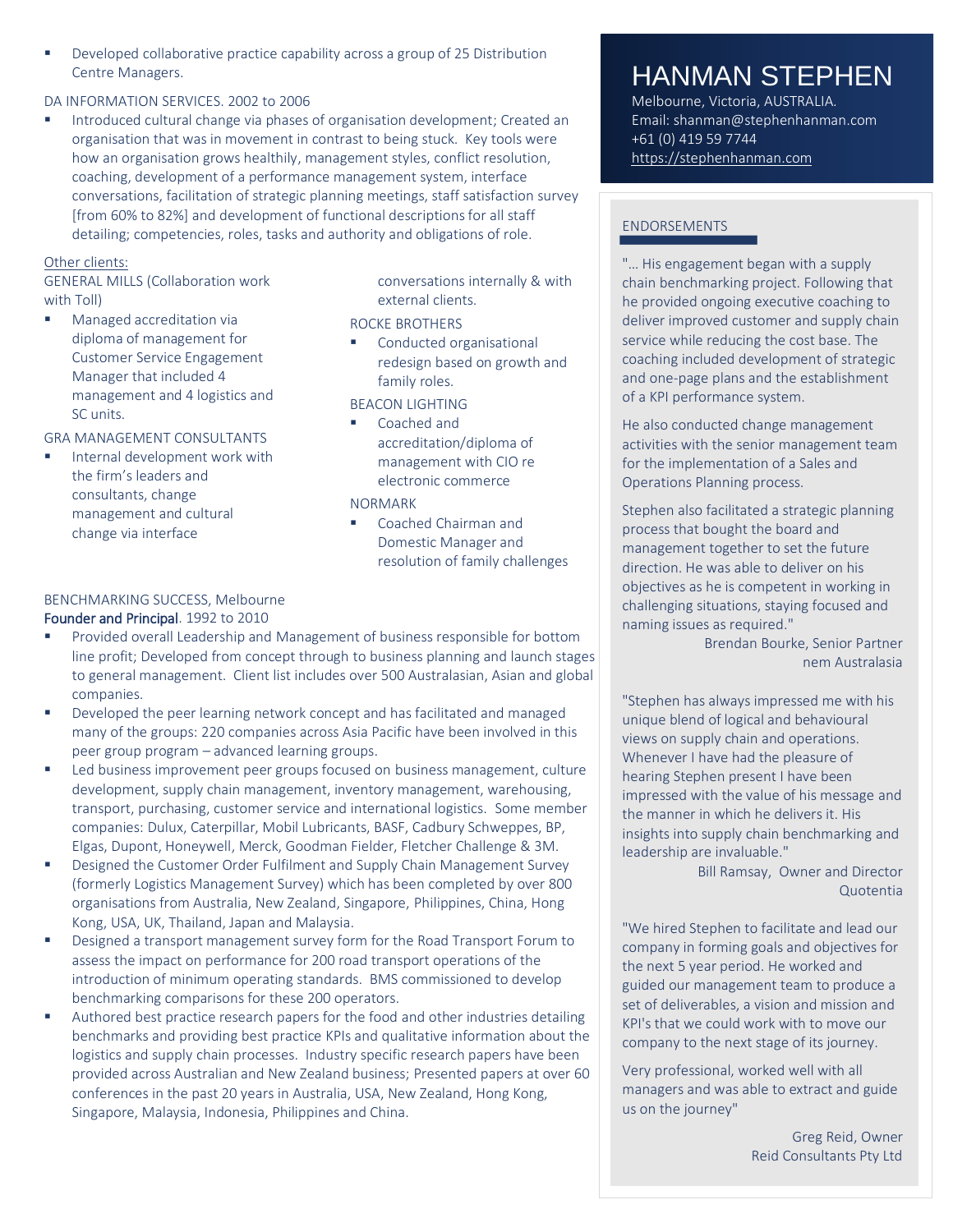- Developed collaborative practice capability across a group of 25 Distribution Centre Managers.

DA INFORMATION SERVICES. 2002 to 2006

- Introduced cultural change via phases of organisation development; Created an organisation that was in movement in contrast to being stuck. Key tools were how an organisation grows healthily, management styles, conflict resolution, coaching, development of a performance management system, interface conversations, facilitation of strategic planning meetings, staff satisfaction survey [from 60% to 82%] and development of functional descriptions for all staff detailing; competencies, roles, tasks and authority and obligations of role.

Other clients:

GENERAL MILLS (Collaboration work with Toll)

- Managed accreditation via diploma of management for Customer Service Engagement Manager that included 4 management and 4 logistics and SC units.

GRA MANAGEMENT CONSULTANTS

- Internal development work with the firm's leaders and consultants, change management and cultural change via interface conversations internally & with external clients.

ROCKE BROTHERS

- Conducted organisational redesign based on growth and family roles.

BEACON LIGHTING

- Coached and accreditation/diploma of management with CIO re electronic commerce

NORMARK

- Coached Chairman and Domestic Manager and resolution of family challenges

BENCHMARKING SUCCESS, Melbourne

Founder and Principal. 1992 to 2010

- Provided overall Leadership and Management of business responsible for bottom line profit; Developed from concept through to business planning and launch stages to general management. Client list includes over 500 Australasian, Asian and global companies.
- Developed the peer learning network concept and has facilitated and managed many of the groups: 220 companies across Asia Pacific have been involved in this peer group program – advanced learning groups.
- Led business improvement peer groups focused on business management, culture development, supply chain management, inventory management, warehousing, transport, purchasing, customer service and international logistics. Some member companies: Dulux, Caterpillar, Mobil Lubricants, BASF, Cadbury Schweppes, BP, Elgas, Dupont, Honeywell, Merck, Goodman Fielder, Fletcher Challenge & 3M.
- Designed the Customer Order Fulfilment and Supply Chain Management Survey (formerly Logistics Management Survey) which has been completed by over 800 organisations from Australia, New Zealand, Singapore, Philippines, China, Hong Kong, USA, UK, Thailand, Japan and Malaysia.
- Designed a transport management survey form for the Road Transport Forum to assess the impact on performance for 200 road transport operations of the introduction of minimum operating standards. BMS commissioned to develop benchmarking comparisons for these 200 operators.
- Authored best practice research papers for the food and other industries detailing benchmarks and providing best practice KPIs and qualitative information about the logistics and supply chain processes. Industry specific research papers have been provided across Australian and New Zealand business; Presented papers at over 60 conferences in the past 20 years in Australia, USA, New Zealand, Hong Kong, Singapore, Malaysia, Indonesia, Philippines and China.

# HANMAN STEPHEN

Melbourne, Victoria, AUSTRALIA.
Email: shanman@stephenhanman.com
+61 (0) 419 59 7744
https://stephenhanman.com

## ENDORSEMENTS

"… His engagement began with a supply chain benchmarking project. Following that he provided ongoing executive coaching to deliver improved customer and supply chain service while reducing the cost base. The coaching included development of strategic and one-page plans and the establishment of a KPI performance system.

He also conducted change management activities with the senior management team for the implementation of a Sales and Operations Planning process.

Stephen also facilitated a strategic planning process that bought the board and management together to set the future direction. He was able to deliver on his objectives as he is competent in working in challenging situations, staying focused and naming issues as required."

Brendan Bourke, Senior Partner
nem Australasia

"Stephen has always impressed me with his unique blend of logical and behavioural views on supply chain and operations. Whenever I have had the pleasure of hearing Stephen present I have been impressed with the value of his message and the manner in which he delivers it. His insights into supply chain benchmarking and leadership are invaluable."

Bill Ramsay, Owner and Director
Quotentia

"We hired Stephen to facilitate and lead our company in forming goals and objectives for the next 5 year period. He worked and guided our management team to produce a set of deliverables, a vision and mission and KPI's that we could work with to move our company to the next stage of its journey.

Very professional, worked well with all managers and was able to extract and guide us on the journey"

Greg Reid, Owner
Reid Consultants Pty Ltd